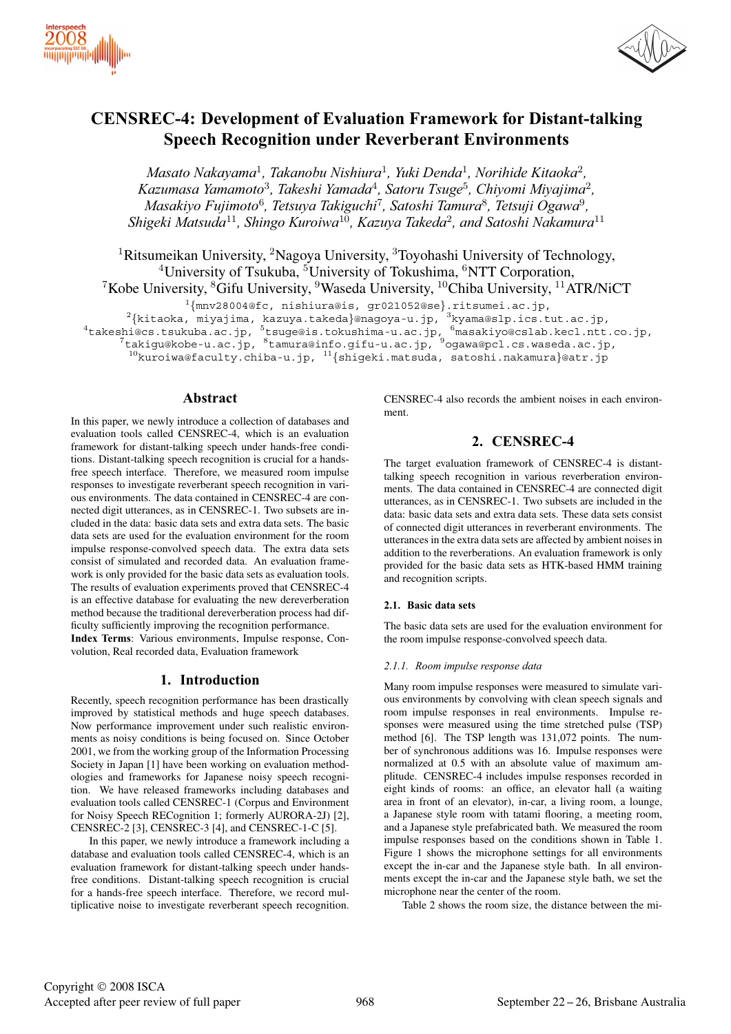# CENSREC-4: Development of Evaluation Framework for Distant-talking Speech Recognition under Reverberant Environments

*Masato Nakayama*[1], *Takanobu Nishiura*[1], *Yuki Denda*[1], *Norihide Kitaoka*[2], *Kazumasa Yamamoto*[3], *Takeshi Yamada*[4], *Satoru Tsuge*[5], *Chiyomi Miyajima*[2], *Masakiyo Fujimoto*[6], *Tetsuya Takiguchi*[7], *Satoshi Tamura*[8], *Tetsuji Ogawa*[9], *Shigeki Matsuda*[11], *Shingo Kuroiwa*[10], *Kazuya Takeda*[2], *and Satoshi Nakamura*[11]

[1]Ritsumeikan University, [2]Nagoya University, [3]Toyohashi University of Technology, [4]University of Tsukuba, [5]University of Tokushima, [6]NTT Corporation, [7]Kobe University, [8]Gifu University, [9]Waseda University, [10]Chiba University, [11]ATR/NiCT

[1]{mnv28004@fc, nishiura@is, gr021052@se}.ritsumei.ac.jp,
[2]{kitaoka, miyajima, kazuya.takeda}@nagoya-u.jp, [3]kyama@slp.ics.tut.ac.jp,
[4]takeshi@cs.tsukuba.ac.jp, [5]tsuge@is.tokushima-u.ac.jp, [6]masakiyo@cslab.kecl.ntt.co.jp,
[7]takigu@kobe-u.ac.jp, [8]tamura@info.gifu-u.ac.jp, [9]ogawa@pcl.cs.waseda.ac.jp,
[10]kuroiwa@faculty.chiba-u.jp, [11]{shigeki.matsuda, satoshi.nakamura}@atr.jp

## Abstract

In this paper, we newly introduce a collection of databases and evaluation tools called CENSREC-4, which is an evaluation framework for distant-talking speech under hands-free conditions. Distant-talking speech recognition is crucial for a hands-free speech interface. Therefore, we measured room impulse responses to investigate reverberant speech recognition in various environments. The data contained in CENSREC-4 are connected digit utterances, as in CENSREC-1. Two subsets are included in the data: basic data sets and extra data sets. The basic data sets are used for the evaluation environment for the room impulse response-convolved speech data. The extra data sets consist of simulated and recorded data. An evaluation framework is only provided for the basic data sets as evaluation tools. The results of evaluation experiments proved that CENSREC-4 is an effective database for evaluating the new dereverberation method because the traditional dereverberation process had difficulty sufficiently improving the recognition performance.

**Index Terms**: Various environments, Impulse response, Convolution, Real recorded data, Evaluation framework

## 1. Introduction

Recently, speech recognition performance has been drastically improved by statistical methods and huge speech databases. Now performance improvement under such realistic environments as noisy conditions is being focused on. Since October 2001, we from the working group of the Information Processing Society in Japan [1] have been working on evaluation methodologies and frameworks for Japanese noisy speech recognition. We have released frameworks including databases and evaluation tools called CENSREC-1 (Corpus and Environment for Noisy Speech RECognition 1; formerly AURORA-2J) [2], CENSREC-2 [3], CENSREC-3 [4], and CENSREC-1-C [5].

In this paper, we newly introduce a framework including a database and evaluation tools called CENSREC-4, which is an evaluation framework for distant-talking speech under hands-free conditions. Distant-talking speech recognition is crucial for a hands-free speech interface. Therefore, we record multiplicative noise to investigate reverberant speech recognition. CENSREC-4 also records the ambient noises in each environment.

## 2. CENSREC-4

The target evaluation framework of CENSREC-4 is distant-talking speech recognition in various reverberation environments. The data contained in CENSREC-4 are connected digit utterances, as in CENSREC-1. Two subsets are included in the data: basic data sets and extra data sets. These data sets consist of connected digit utterances in reverberant environments. The utterances in the extra data sets are affected by ambient noises in addition to the reverberations. An evaluation framework is only provided for the basic data sets as HTK-based HMM training and recognition scripts.

### 2.1. Basic data sets

The basic data sets are used for the evaluation environment for the room impulse response-convolved speech data.

#### *2.1.1. Room impulse response data*

Many room impulse responses were measured to simulate various environments by convolving with clean speech signals and room impulse responses in real environments. Impulse responses were measured using the time stretched pulse (TSP) method [6]. The TSP length was 131,072 points. The number of synchronous additions was 16. Impulse responses were normalized at 0.5 with an absolute value of maximum amplitude. CENSREC-4 includes impulse responses recorded in eight kinds of rooms: an office, an elevator hall (a waiting area in front of an elevator), in-car, a living room, a lounge, a Japanese style room with tatami flooring, a meeting room, and a Japanese style prefabricated bath. We measured the room impulse responses based on the conditions shown in Table 1. Figure 1 shows the microphone settings for all environments except the in-car and the Japanese style bath. In all environments except the in-car and the Japanese style bath, we set the microphone near the center of the room.

Table 2 shows the room size, the distance between the mi-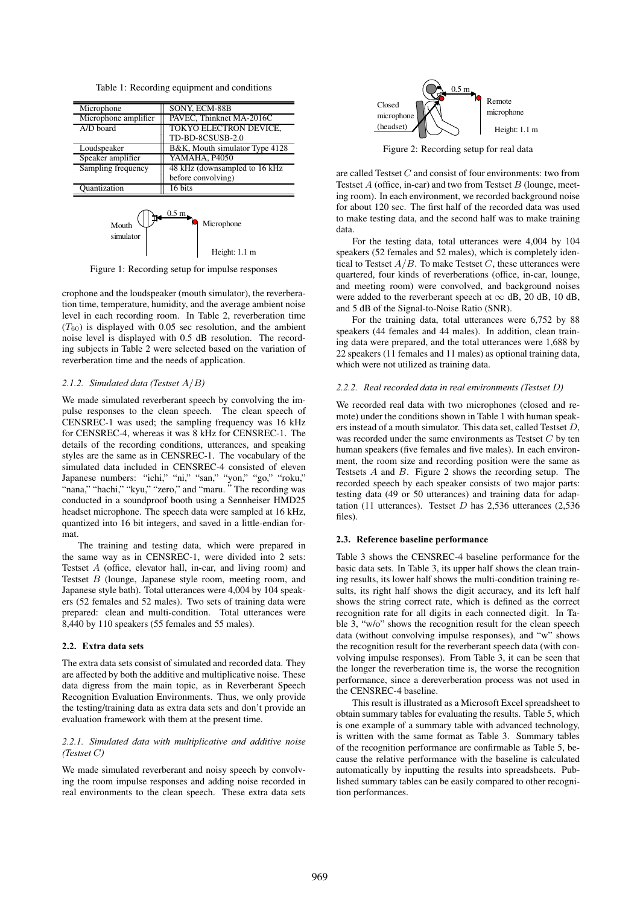Table 1: Recording equipment and conditions

| | |
|---|---|
| Microphone | SONY, ECM-88B |
| Microphone amplifier | PAVEC, Thinknet MA-2016C |
| A/D board | TOKYO ELECTRON DEVICE, TD-BD-8CSUSB-2.0 |
| Loudspeaker | B&K, Mouth simulator Type 4128 |
| Speaker amplifier | YAMAHA, P4050 |
| Sampling frequency | 48 kHz (downsampled to 16 kHz before convolving) |
| Quantization | 16 bits |

Figure 1: Recording setup for impulse responses

crophone and the loudspeaker (mouth simulator), the reverberation time, temperature, humidity, and the average ambient noise level in each recording room. In Table 2, reverberation time ($T_{60}$) is displayed with 0.05 sec resolution, and the ambient noise level is displayed with 0.5 dB resolution. The recording subjects in Table 2 were selected based on the variation of reverberation time and the needs of application.

#### 2.1.2. Simulated data (Testset $A/B$)

We made simulated reverberant speech by convolving the impulse responses to the clean speech. The clean speech of CENSREC-1 was used; the sampling frequency was 16 kHz for CENSREC-4, whereas it was 8 kHz for CENSREC-1. The details of the recording conditions, utterances, and speaking styles are the same as in CENSREC-1. The vocabulary of the simulated data included in CENSREC-4 consisted of eleven Japanese numbers: "ichi," "ni," "san," "yon," "go," "roku," "nana," "hachi," "kyu," "zero," and "maru. " The recording was conducted in a soundproof booth using a Sennheiser HMD25 headset microphone. The speech data were sampled at 16 kHz, quantized into 16 bit integers, and saved in a little-endian format.

The training and testing data, which were prepared in the same way as in CENSREC-1, were divided into 2 sets: Testset $A$ (office, elevator hall, in-car, and living room) and Testset $B$ (lounge, Japanese style room, meeting room, and Japanese style bath). Total utterances were 4,004 by 104 speakers (52 females and 52 males). Two sets of training data were prepared: clean and multi-condition. Total utterances were 8,440 by 110 speakers (55 females and 55 males).

### 2.2. Extra data sets

The extra data sets consist of simulated and recorded data. They are affected by both the additive and multiplicative noise. These data digress from the main topic, as in Reverberant Speech Recognition Evaluation Environments. Thus, we only provide the testing/training data as extra data sets and don't provide an evaluation framework with them at the present time.

#### 2.2.1. Simulated data with multiplicative and additive noise (Testset $C$)

We made simulated reverberant and noisy speech by convolving the room impulse responses and adding noise recorded in real environments to the clean speech. These extra data sets are called Testset $C$ and consist of four environments: two from Testset $A$ (office, in-car) and two from Testset $B$ (lounge, meeting room). In each environment, we recorded background noise for about 120 sec. The first half of the recorded data was used to make testing data, and the second half was to make training data.

Figure 2: Recording setup for real data

For the testing data, total utterances were 4,004 by 104 speakers (52 females and 52 males), which is completely identical to Testset $A/B$. To make Testset $C$, these utterances were quartered, four kinds of reverberations (office, in-car, lounge, and meeting room) were convolved, and background noises were added to the reverberant speech at $\infty$ dB, 20 dB, 10 dB, and 5 dB of the Signal-to-Noise Ratio (SNR).

For the training data, total utterances were 6,752 by 88 speakers (44 females and 44 males). In addition, clean training data were prepared, and the total utterances were 1,688 by 22 speakers (11 females and 11 males) as optional training data, which were not utilized as training data.

#### 2.2.2. Real recorded data in real environments (Testset $D$)

We recorded real data with two microphones (closed and remote) under the conditions shown in Table 1 with human speakers instead of a mouth simulator. This data set, called Testset $D$, was recorded under the same environments as Testset $C$ by ten human speakers (five females and five males). In each environment, the room size and recording position were the same as Testsets $A$ and $B$. Figure 2 shows the recording setup. The recorded speech by each speaker consists of two major parts: testing data (49 or 50 utterances) and training data for adaptation (11 utterances). Testset $D$ has 2,536 utterances (2,536 files).

### 2.3. Reference baseline performance

Table 3 shows the CENSREC-4 baseline performance for the basic data sets. In Table 3, its upper half shows the clean training results, its lower half shows the multi-condition training results, its right half shows the digit accuracy, and its left half shows the string correct rate, which is defined as the correct recognition rate for all digits in each connected digit. In Table 3, "w/o" shows the recognition result for the clean speech data (without convolving impulse responses), and "w" shows the recognition result for the reverberant speech data (with convolving impulse responses). From Table 3, it can be seen that the longer the reverberation time is, the worse the recognition performance, since a dereverberation process was not used in the CENSREC-4 baseline.

This result is illustrated as a Microsoft Excel spreadsheet to obtain summary tables for evaluating the results. Table 5, which is one example of a summary table with advanced technology, is written with the same format as Table 3. Summary tables of the recognition performance are confirmable as Table 5, because the relative performance with the baseline is calculated automatically by inputting the results into spreadsheets. Published summary tables can be easily compared to other recognition performances.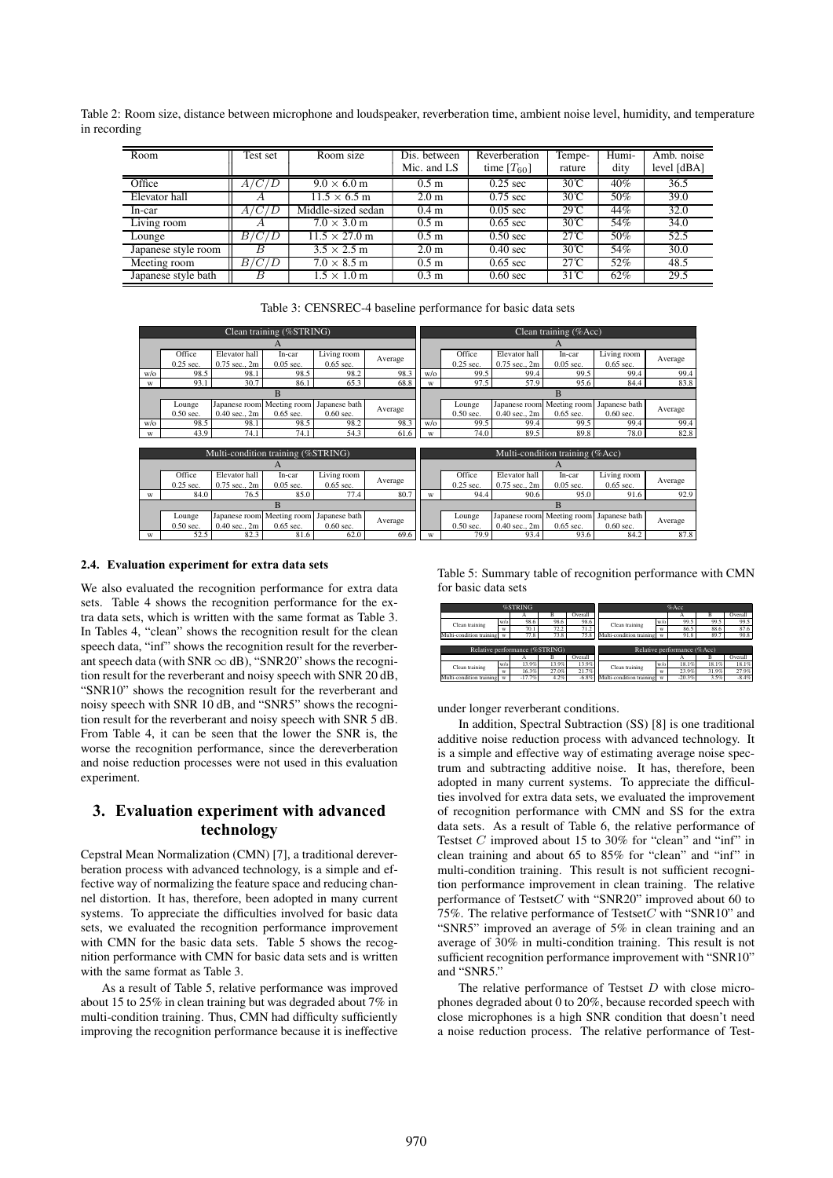Table 2: Room size, distance between microphone and loudspeaker, reverberation time, ambient noise level, humidity, and temperature in recording

| Room | Test set | Room size | Dis. between Mic. and LS | Reverberation time [$T_{60}$] | Temperature | Humidity | Amb. noise level [dBA] |
|---|---|---|---|---|---|---|---|
| Office | $A/C/D$ | $9.0 \times 6.0$ m | 0.5 m | 0.25 sec | 30℃ | 40% | 36.5 |
| Elevator hall | $A$ | $11.5 \times 6.5$ m | 2.0 m | 0.75 sec | 30℃ | 50% | 39.0 |
| In-car | $A/C/D$ | Middle-sized sedan | 0.4 m | 0.05 sec | 29℃ | 44% | 32.0 |
| Living room | $A$ | $7.0 \times 3.0$ m | 0.5 m | 0.65 sec | 30℃ | 54% | 34.0 |
| Lounge | $B/C/D$ | $11.5 \times 27.0$ m | 0.5 m | 0.50 sec | 27℃ | 50% | 52.5 |
| Japanese style room | $B$ | $3.5 \times 2.5$ m | 2.0 m | 0.40 sec | 30℃ | 54% | 30.0 |
| Meeting room | $B/C/D$ | $7.0 \times 8.5$ m | 0.5 m | 0.65 sec | 27℃ | 52% | 48.5 |
| Japanese style bath | $B$ | $1.5 \times 1.0$ m | 0.3 m | 0.60 sec | 31℃ | 62% | 29.5 |

Table 3: CENSREC-4 baseline performance for basic data sets

Clean training (%STRING)

| | Office 0.25 sec. | Elevator hall 0.75 sec., 2m | In-car 0.05 sec. | Living room 0.65 sec. | Average |
|---|---|---|---|---|---|
| A | | | | | |
| w/o | 98.5 | 98.1 | 98.5 | 98.2 | 98.3 |
| w | 93.1 | 30.7 | 86.1 | 65.3 | 68.8 |
| B | Lounge 0.50 sec. | Japanese room 0.40 sec., 2m | Meeting room 0.65 sec. | Japanese bath 0.60 sec. | Average |
| w/o | 98.5 | 98.1 | 98.5 | 98.2 | 98.3 |
| w | 43.9 | 74.1 | 74.1 | 54.3 | 61.6 |

Clean training (%Acc)

| | Office 0.25 sec. | Elevator hall 0.75 sec., 2m | In-car 0.05 sec. | Living room 0.65 sec. | Average |
|---|---|---|---|---|---|
| A | | | | | |
| w/o | 99.5 | 99.4 | 99.5 | 99.4 | 99.4 |
| w | 97.5 | 57.9 | 95.6 | 84.4 | 83.8 |
| B | Lounge 0.50 sec. | Japanese room 0.40 sec., 2m | Meeting room 0.65 sec. | Japanese bath 0.60 sec. | Average |
| w/o | 99.5 | 99.4 | 99.5 | 99.4 | 99.4 |
| w | 74.0 | 89.5 | 89.8 | 78.0 | 82.8 |

Multi-condition training (%STRING)

| | Office 0.25 sec. | Elevator hall 0.75 sec., 2m | In-car 0.05 sec. | Living room 0.65 sec. | Average |
|---|---|---|---|---|---|
| A | | | | | |
| w | 84.0 | 76.5 | 85.0 | 77.4 | 80.7 |
| B | Lounge 0.50 sec. | Japanese room 0.40 sec., 2m | Meeting room 0.65 sec. | Japanese bath 0.60 sec. | Average |
| w | 52.5 | 82.3 | 81.6 | 62.0 | 69.6 |

Multi-condition training (%Acc)

| | Office 0.25 sec. | Elevator hall 0.75 sec., 2m | In-car 0.05 sec. | Living room 0.65 sec. | Average |
|---|---|---|---|---|---|
| A | | | | | |
| w | 94.4 | 90.6 | 95.0 | 91.6 | 92.9 |
| B | Lounge 0.50 sec. | Japanese room 0.40 sec., 2m | Meeting room 0.65 sec. | Japanese bath 0.60 sec. | Average |
| w | 79.9 | 93.4 | 93.6 | 84.2 | 87.8 |

### 2.4. Evaluation experiment for extra data sets

We also evaluated the recognition performance for extra data sets. Table 4 shows the recognition performance for the extra data sets, which is written with the same format as Table 3. In Tables 4, "clean" shows the recognition result for the clean speech data, "inf" shows the recognition result for the reverberant speech data (with SNR $\infty$ dB), "SNR20" shows the recognition result for the reverberant and noisy speech with SNR 20 dB, "SNR10" shows the recognition result for the reverberant and noisy speech with SNR 10 dB, and "SNR5" shows the recognition result for the reverberant and noisy speech with SNR 5 dB. From Table 4, it can be seen that the lower the SNR is, the worse the recognition performance, since the dereverberation and noise reduction processes were not used in this evaluation experiment.

## 3. Evaluation experiment with advanced technology

Cepstral Mean Normalization (CMN) [7], a traditional dereverberation process with advanced technology, is a simple and effective way of normalizing the feature space and reducing channel distortion. It has, therefore, been adopted in many current systems. To appreciate the difficulties involved for basic data sets, we evaluated the recognition performance improvement with CMN for the basic data sets. Table 5 shows the recognition performance with CMN for basic data sets and is written with the same format as Table 3.

As a result of Table 5, relative performance was improved about 15 to 25% in clean training but was degraded about 7% in multi-condition training. Thus, CMN had difficulty sufficiently improving the recognition performance because it is ineffective under longer reverberant conditions.

Table 5: Summary table of recognition performance with CMN for basic data sets

%STRING

| | | A | B | Overall |
|---|---|---|---|---|
| Clean training | w/o | 98.6 | 98.6 | 98.6 |
| | w | 70.1 | 72.2 | 71.2 |
| Multi-condition training | w | 77.8 | 73.8 | 75.8 |

%Acc

| | | A | B | Overall |
|---|---|---|---|---|
| Clean training | w/o | 99.5 | 99.5 | 99.5 |
| | w | 86.5 | 88.6 | 87.6 |
| Multi-condition training | w | 91.8 | 89.7 | 90.8 |

Relative performance (%STRING)

| | | A | B | Overall |
|---|---|---|---|---|
| Clean training | w/o | 13.9% | 13.9% | 13.9% |
| | w | 16.3% | 27.0% | 21.7% |
| Multi-condition training | w | -17.7% | 4.2% | -6.8% |

Relative performance (%Acc)

| | | A | B | Overall |
|---|---|---|---|---|
| Clean training | w/o | 18.1% | 18.1% | 18.1% |
| | w | 23.9% | 31.9% | 27.9% |
| Multi-condition training | w | -20.3% | 3.5% | -8.4% |

In addition, Spectral Subtraction (SS) [8] is one traditional additive noise reduction process with advanced technology. It is a simple and effective way of estimating average noise spectrum and subtracting additive noise. It has, therefore, been adopted in many current systems. To appreciate the difficulties involved for extra data sets, we evaluated the improvement of recognition performance with CMN and SS for the extra data sets. As a result of Table 6, the relative performance of Testset $C$ improved about 15 to 30% for "clean" and "inf" in clean training and about 65 to 85% for "clean" and "inf" in multi-condition training. This result is not sufficient recognition performance improvement in clean training. The relative performance of Testset$C$ with "SNR20" improved about 60 to 75%. The relative performance of Testset$C$ with "SNR10" and "SNR5" improved an average of 5% in clean training and an average of 30% in multi-condition training. This result is not sufficient recognition performance improvement with "SNR10" and "SNR5."

The relative performance of Testset $D$ with close microphones degraded about 0 to 20%, because recorded speech with close microphones is a high SNR condition that doesn't need a noise reduction process. The relative performance of Test-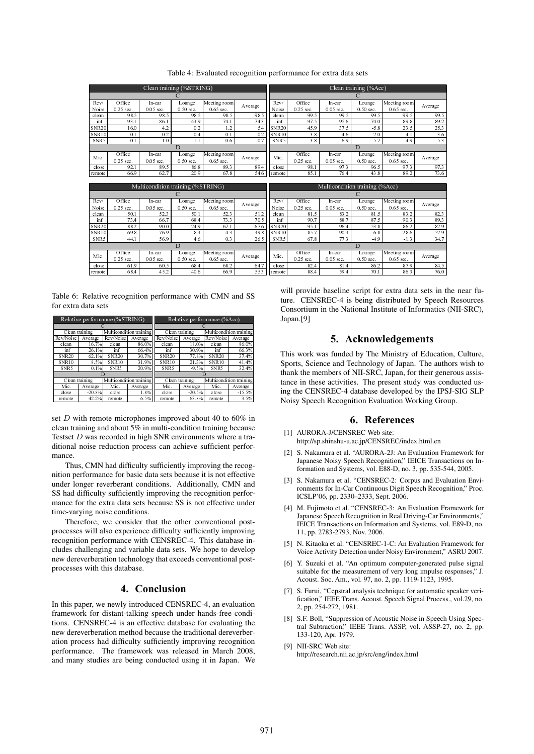Table 4: Evaluated recognition performance for extra data sets

| Clean training (%STRING) | | | | | |
|---|---|---|---|---|---|
| C | | | | | |
| Rev/ Noise | Office 0.25 sec. | In-car 0.05 sec. | Lounge 0.50 sec. | Meeting room 0.65 sec. | Average |
| clean | 98.5 | 98.5 | 98.5 | 98.5 | 98.5 |
| inf | 93.1 | 86.1 | 43.9 | 74.1 | 74.3 |
| SNR20 | 16.0 | 4.2 | 0.2 | 1.2 | 5.4 |
| SNR10 | 0.1 | 0.2 | 0.4 | 0.1 | 0.2 |
| SNR5 | 0.1 | 1.0 | 1.1 | 0.6 | 0.7 |
| D | | | | | |
| Mic. | Office 0.25 sec. | In-car 0.05 sec. | Lounge 0.50 sec. | Meeting room 0.65 sec. | Average |
| close | 92.1 | 89.5 | 86.8 | 89.3 | 89.4 |
| remote | 66.9 | 62.7 | 20.9 | 67.8 | 54.6 |

| Clean training (%Acc) | | | | | |
|---|---|---|---|---|---|
| C | | | | | |
| Rev/ Noise | Office 0.25 sec. | In-car 0.05 sec. | Lounge 0.50 sec. | Meeting room 0.65 sec. | Average |
| clean | 99.5 | 99.5 | 99.5 | 99.5 | 99.5 |
| inf | 97.5 | 95.6 | 74.0 | 89.8 | 89.2 |
| SNR20 | 45.9 | 37.5 | -5.8 | 23.5 | 25.3 |
| SNR10 | 3.8 | 4.6 | 2.0 | 4.1 | 3.6 |
| SNR5 | 3.8 | 6.9 | 5.7 | 4.9 | 5.3 |
| D | | | | | |
| Mic. | Office 0.25 sec. | In-car 0.05 sec. | Lounge 0.50 sec. | Meeting room 0.65 sec. | Average |
| close | 98.1 | 97.3 | 96.5 | 97.3 | 97.3 |
| remote | 85.1 | 76.4 | 43.8 | 89.2 | 73.6 |

| Multicondition training (%STRING) | | | | | |
|---|---|---|---|---|---|
| C | | | | | |
| Rev/ Noise | Office 0.25 sec. | In-car 0.05 sec. | Lounge 0.50 sec. | Meeting room 0.65 sec. | Average |
| clean | 50.1 | 52.3 | 50.1 | 52.3 | 51.2 |
| inf | 73.4 | 66.7 | 68.4 | 73.3 | 70.5 |
| SNR20 | 88.2 | 90.0 | 24.9 | 67.1 | 67.6 |
| SNR10 | 69.8 | 76.9 | 8.3 | 4.3 | 39.8 |
| SNR5 | 44.1 | 56.9 | 4.6 | 0.3 | 26.5 |
| D | | | | | |
| Mic. | Office 0.25 sec. | In-car 0.05 sec. | Lounge 0.50 sec. | Meeting room 0.65 sec. | Average |
| close | 61.9 | 60.5 | 68.4 | 68.2 | 64.7 |
| remote | 68.4 | 45.2 | 40.6 | 66.9 | 55.3 |

| Multicondition training (%Acc) | | | | | |
|---|---|---|---|---|---|
| C | | | | | |
| Rev/ Noise | Office 0.25 sec. | In-car 0.05 sec. | Lounge 0.50 sec. | Meeting room 0.65 sec. | Average |
| clean | 81.5 | 83.2 | 81.5 | 83.2 | 82.3 |
| inf | 90.7 | 88.7 | 87.5 | 90.3 | 89.3 |
| SNR20 | 95.1 | 96.4 | 53.8 | 86.2 | 82.9 |
| SNR10 | 85.7 | 90.3 | 6.8 | 28.6 | 52.9 |
| SNR5 | 67.8 | 77.3 | -4.9 | -1.3 | 34.7 |
| D | | | | | |
| Mic. | Office 0.25 sec. | In-car 0.05 sec. | Lounge 0.50 sec. | Meeting room 0.65 sec. | Average |
| close | 82.4 | 81.4 | 86.2 | 87.9 | 84.5 |
| remote | 88.4 | 59.4 | 70.1 | 86.3 | 76.0 |

Table 6: Relative recognition performance with CMN and SS for extra data sets

| Relative performance (%STRING) | | | |
|---|---|---|---|
| C | | | |
| Clean training | | Multicondition training | |
| Rev/Noise | Average | Rev/Noise | Average |
| clean | 16.7% | clean | 86.0% |
| inf | 26.1% | inf | 66.4% |
| SNR20 | 62.1% | SNR20 | 30.7% |
| SNR10 | 8.5% | SNR10 | 31.9% |
| SNR5 | 0.1% | SNR5 | 20.9% |
| D | | | |
| Clean training | | Multicondition training | |
| Mic. | Average | Mic. | Average |
| close | -20.8% | close | 1.8% |
| remote | 42.2% | remote | 6.5% |

| Relative performance (%Acc) | | | |
|---|---|---|---|
| C | | | |
| Clean training | | Multicondition training | |
| Rev/Noise | Average | Rev/Noise | Average |
| clean | 18.0% | clean | 86.0% |
| inf | 30.9% | inf | 66.3% |
| SNR20 | 77.8% | SNR20 | 37.4% |
| SNR10 | 21.3% | SNR10 | 41.4% |
| SNR5 | -9.5% | SNR5 | 32.4% |
| D | | | |
| Clean training | | Multicondition training | |
| Mic. | Average | Mic. | Average |
| close | -20.5% | close | -15.5% |
| remote | 63.8% | remote | 3.5% |

set $D$ with remote microphones improved about 40 to 60% in clean training and about 5% in multi-condition training because Testset $D$ was recorded in high SNR environments where a traditional noise reduction process can achieve sufficient performance.

Thus, CMN had difficulty sufficiently improving the recognition performance for basic data sets because it is not effective under longer reverberant conditions. Additionally, CMN and SS had difficulty sufficiently improving the recognition performance for the extra data sets because SS is not effective under time-varying noise conditions.

Therefore, we consider that the other conventional post-processes will also experience difficulty sufficiently improving recognition performance with CENSREC-4. This database includes challenging and variable data sets. We hope to develop new dereverberation technology that exceeds conventional post-processes with this database.

## 4. Conclusion

In this paper, we newly introduced CENSREC-4, an evaluation framework for distant-talking speech under hands-free conditions. CENSREC-4 is an effective database for evaluating the new dereverberation method because the traditional dereverberation process had difficulty sufficiently improving recognition performance. The framework was released in March 2008, and many studies are being conducted using it in Japan. We will provide baseline script for extra data sets in the near future. CENSREC-4 is being distributed by Speech Resources Consortium in the National Institute of Informatics (NII-SRC), Japan.[9]

## 5. Acknowledgements

This work was funded by The Ministry of Education, Culture, Sports, Science and Technology of Japan. The authors wish to thank the members of NII-SRC, Japan, for their generous assistance in these activities. The present study was conducted using the CENSREC-4 database developed by the IPSJ-SIG SLP Noisy Speech Recognition Evaluation Working Group.

## 6. References

[1] AURORA-J/CENSREC Web site: http://sp.shinshu-u.ac.jp/CENSREC/index.html.en

[2] S. Nakamura et al. "AURORA-2J: An Evaluation Framework for Japanese Noisy Speech Recognition," IEICE Transactions on Information and Systems, vol. E88-D, no. 3, pp. 535-544, 2005.

[3] S. Nakamura et al. "CENSREC-2: Corpus and Evaluation Environments for In-Car Continuous Digit Speech Recognition," Proc. ICSLP'06, pp. 2330–2333, Sept. 2006.

[4] M. Fujimoto et al. "CENSREC-3: An Evaluation Framework for Japanese Speech Recognition in Real Driving-Car Environments," IEICE Transactions on Information and Systems, vol. E89-D, no. 11, pp. 2783-2793, Nov. 2006.

[5] N. Kitaoka et al. "CENSREC-1-C: An Evaluation Framework for Voice Activity Detection under Noisy Environment," ASRU 2007.

[6] Y. Suzuki et al. "An optimum computer-generated pulse signal suitable for the measurement of very long impulse responses," J. Acoust. Soc. Am., vol. 97, no. 2, pp. 1119-1123, 1995.

[7] S. Furui, "Cepstral analysis technique for automatic speaker verification," IEEE Trans. Acoust. Speech Signal Process., vol.29, no. 2, pp. 254-272, 1981.

[8] S.F. Boll, "Suppression of Acoustic Noise in Speech Using Spectral Subtraction," IEEE Trans. ASSP, vol. ASSP-27, no. 2, pp. 133-120, Apr. 1979.

[9] NII-SRC Web site: http://research.nii.ac.jp/src/eng/index.html